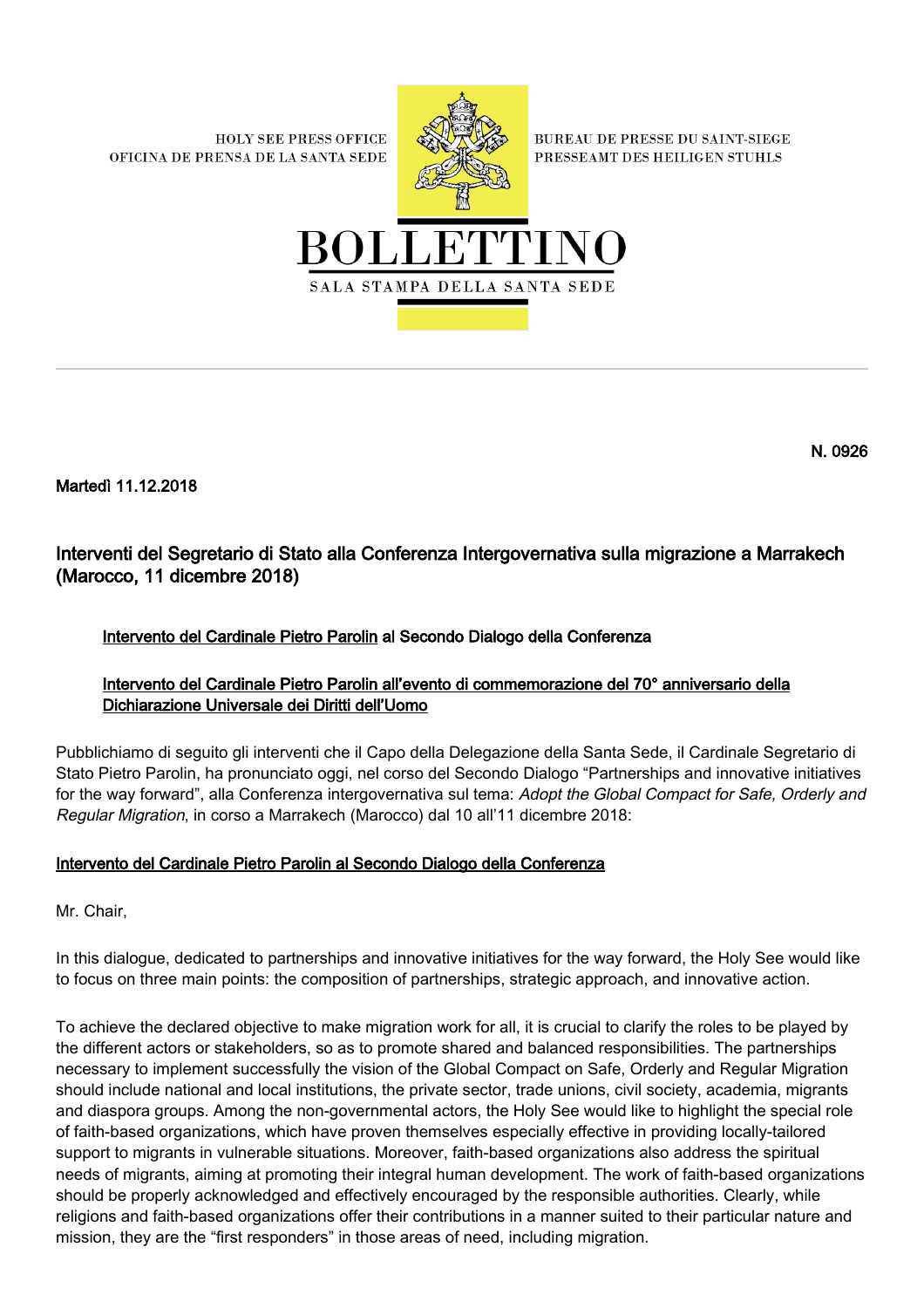HOLY SEE PRESS OFFICE
OFICINA DE PRENSA DE LA SANTA SEDE

BUREAU DE PRESSE DU SAINT-SIEGE
PRESSEAMT DES HEILIGEN STUHLS

# BOLLETTINO

SALA STAMPA DELLA SANTA SEDE

N. 0926

**Martedì 11.12.2018**

## Interventi del Segretario di Stato alla Conferenza Intergovernativa sulla migrazione a Marrakech (Marocco, 11 dicembre 2018)

- Intervento del Cardinale Pietro Parolin al Secondo Dialogo della Conferenza
- Intervento del Cardinale Pietro Parolin all'evento di commemorazione del 70° anniversario della Dichiarazione Universale dei Diritti dell'Uomo

Pubblichiamo di seguito gli interventi che il Capo della Delegazione della Santa Sede, il Cardinale Segretario di Stato Pietro Parolin, ha pronunciato oggi, nel corso del Secondo Dialogo "Partnerships and innovative initiatives for the way forward", alla Conferenza intergovernativa sul tema: *Adopt the Global Compact for Safe, Orderly and Regular Migration*, in corso a Marrakech (Marocco) dal 10 all'11 dicembre 2018:

### Intervento del Cardinale Pietro Parolin al Secondo Dialogo della Conferenza

Mr. Chair,

In this dialogue, dedicated to partnerships and innovative initiatives for the way forward, the Holy See would like to focus on three main points: the composition of partnerships, strategic approach, and innovative action.

To achieve the declared objective to make migration work for all, it is crucial to clarify the roles to be played by the different actors or stakeholders, so as to promote shared and balanced responsibilities. The partnerships necessary to implement successfully the vision of the Global Compact on Safe, Orderly and Regular Migration should include national and local institutions, the private sector, trade unions, civil society, academia, migrants and diaspora groups. Among the non-governmental actors, the Holy See would like to highlight the special role of faith-based organizations, which have proven themselves especially effective in providing locally-tailored support to migrants in vulnerable situations. Moreover, faith-based organizations also address the spiritual needs of migrants, aiming at promoting their integral human development. The work of faith-based organizations should be properly acknowledged and effectively encouraged by the responsible authorities. Clearly, while religions and faith-based organizations offer their contributions in a manner suited to their particular nature and mission, they are the "first responders" in those areas of need, including migration.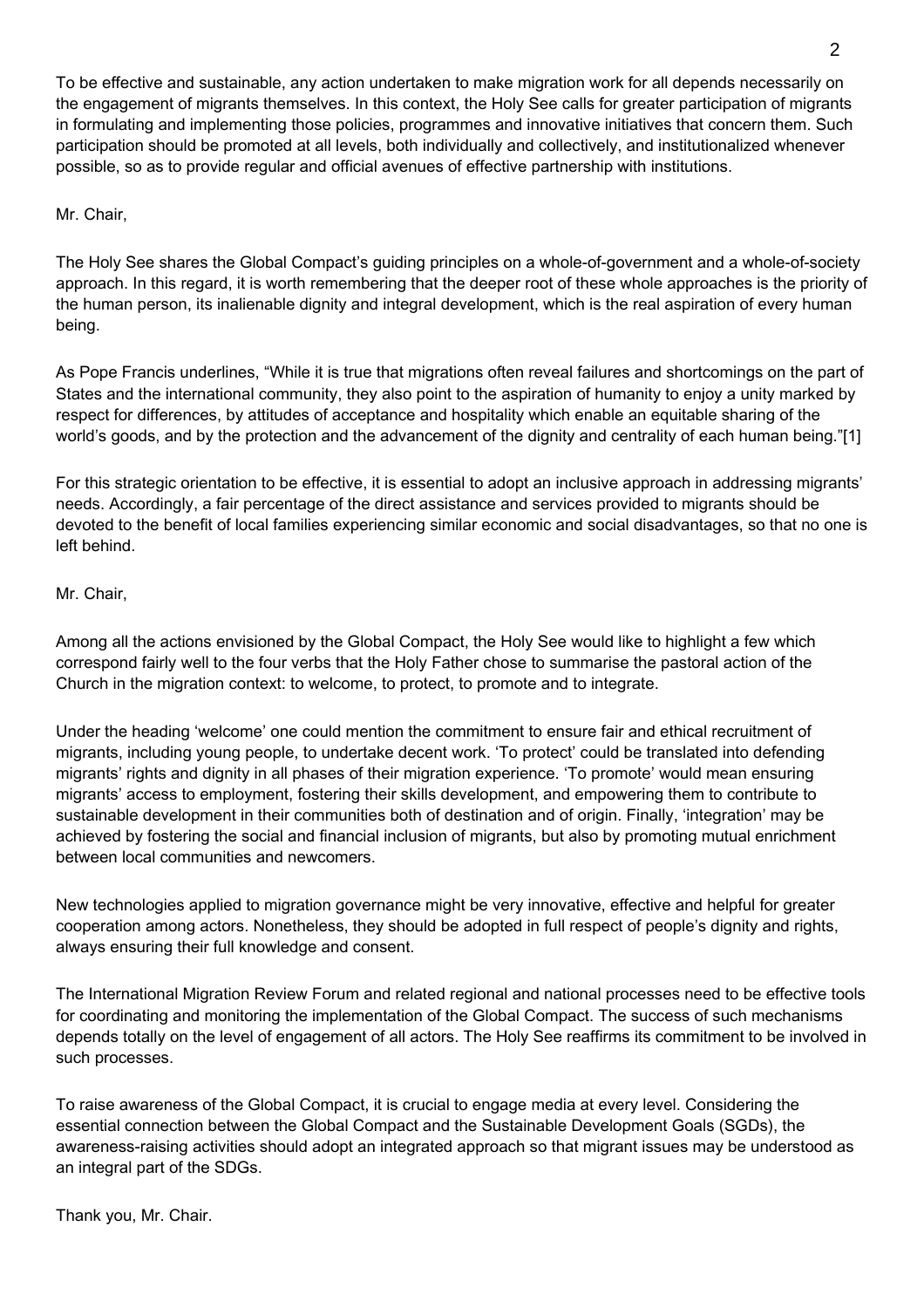To be effective and sustainable, any action undertaken to make migration work for all depends necessarily on the engagement of migrants themselves. In this context, the Holy See calls for greater participation of migrants in formulating and implementing those policies, programmes and innovative initiatives that concern them. Such participation should be promoted at all levels, both individually and collectively, and institutionalized whenever possible, so as to provide regular and official avenues of effective partnership with institutions.

Mr. Chair,

The Holy See shares the Global Compact's guiding principles on a whole-of-government and a whole-of-society approach. In this regard, it is worth remembering that the deeper root of these whole approaches is the priority of the human person, its inalienable dignity and integral development, which is the real aspiration of every human being.

As Pope Francis underlines, "While it is true that migrations often reveal failures and shortcomings on the part of States and the international community, they also point to the aspiration of humanity to enjoy a unity marked by respect for differences, by attitudes of acceptance and hospitality which enable an equitable sharing of the world's goods, and by the protection and the advancement of the dignity and centrality of each human being."[1]

For this strategic orientation to be effective, it is essential to adopt an inclusive approach in addressing migrants' needs. Accordingly, a fair percentage of the direct assistance and services provided to migrants should be devoted to the benefit of local families experiencing similar economic and social disadvantages, so that no one is left behind.

Mr. Chair,

Among all the actions envisioned by the Global Compact, the Holy See would like to highlight a few which correspond fairly well to the four verbs that the Holy Father chose to summarise the pastoral action of the Church in the migration context: to welcome, to protect, to promote and to integrate.

Under the heading 'welcome' one could mention the commitment to ensure fair and ethical recruitment of migrants, including young people, to undertake decent work. 'To protect' could be translated into defending migrants' rights and dignity in all phases of their migration experience. 'To promote' would mean ensuring migrants' access to employment, fostering their skills development, and empowering them to contribute to sustainable development in their communities both of destination and of origin. Finally, 'integration' may be achieved by fostering the social and financial inclusion of migrants, but also by promoting mutual enrichment between local communities and newcomers.

New technologies applied to migration governance might be very innovative, effective and helpful for greater cooperation among actors. Nonetheless, they should be adopted in full respect of people's dignity and rights, always ensuring their full knowledge and consent.

The International Migration Review Forum and related regional and national processes need to be effective tools for coordinating and monitoring the implementation of the Global Compact. The success of such mechanisms depends totally on the level of engagement of all actors. The Holy See reaffirms its commitment to be involved in such processes.

To raise awareness of the Global Compact, it is crucial to engage media at every level. Considering the essential connection between the Global Compact and the Sustainable Development Goals (SGDs), the awareness-raising activities should adopt an integrated approach so that migrant issues may be understood as an integral part of the SDGs.

Thank you, Mr. Chair.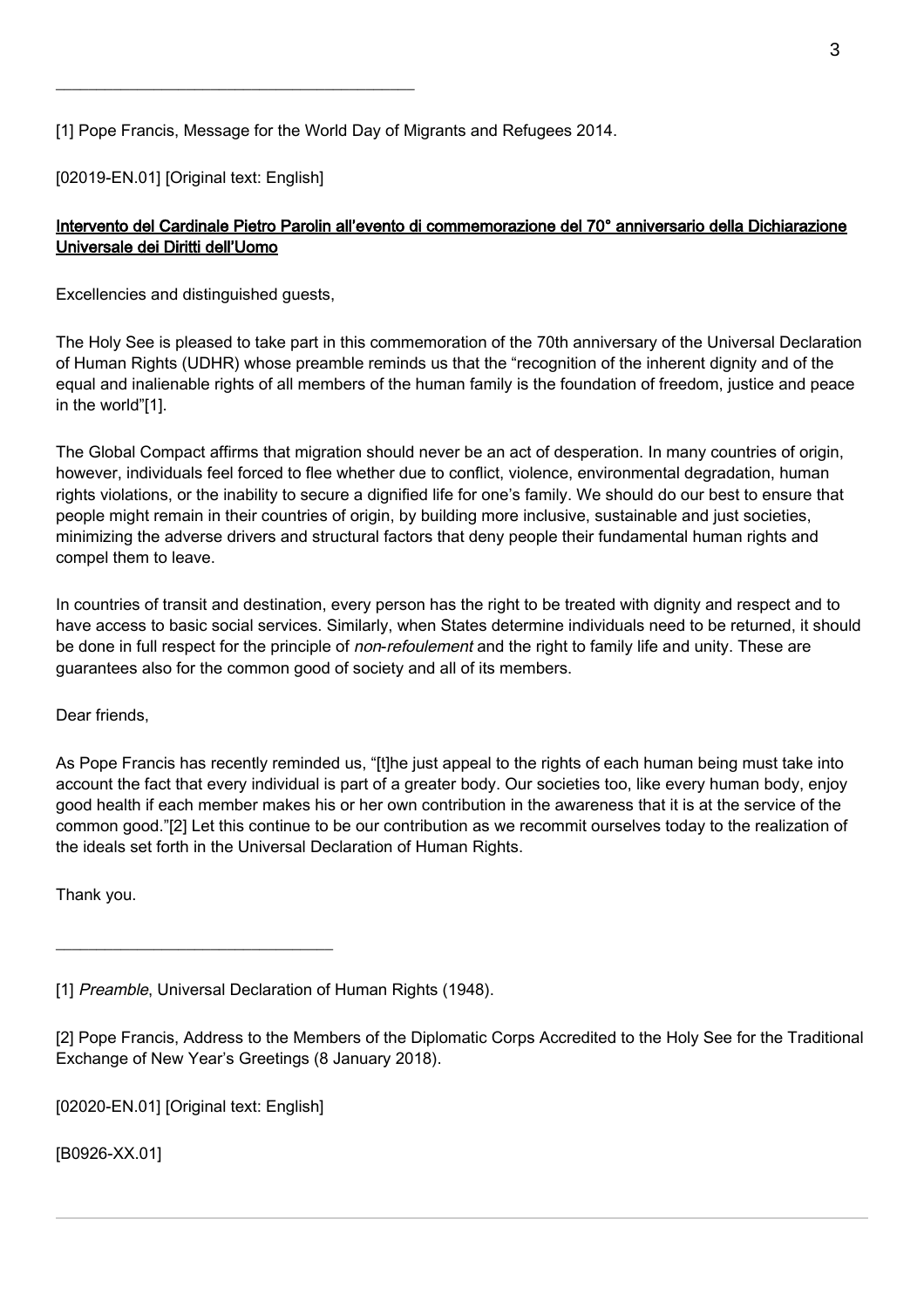[1] Pope Francis, Message for the World Day of Migrants and Refugees 2014.

[02019-EN.01] [Original text: English]

**Intervento del Cardinale Pietro Parolin all'evento di commemorazione del 70° anniversario della Dichiarazione Universale dei Diritti dell'Uomo**

Excellencies and distinguished guests,

The Holy See is pleased to take part in this commemoration of the 70th anniversary of the Universal Declaration of Human Rights (UDHR) whose preamble reminds us that the "recognition of the inherent dignity and of the equal and inalienable rights of all members of the human family is the foundation of freedom, justice and peace in the world"[1].

The Global Compact affirms that migration should never be an act of desperation. In many countries of origin, however, individuals feel forced to flee whether due to conflict, violence, environmental degradation, human rights violations, or the inability to secure a dignified life for one's family. We should do our best to ensure that people might remain in their countries of origin, by building more inclusive, sustainable and just societies, minimizing the adverse drivers and structural factors that deny people their fundamental human rights and compel them to leave.

In countries of transit and destination, every person has the right to be treated with dignity and respect and to have access to basic social services. Similarly, when States determine individuals need to be returned, it should be done in full respect for the principle of *non-refoulement* and the right to family life and unity. These are guarantees also for the common good of society and all of its members.

Dear friends,

As Pope Francis has recently reminded us, "[t]he just appeal to the rights of each human being must take into account the fact that every individual is part of a greater body. Our societies too, like every human body, enjoy good health if each member makes his or her own contribution in the awareness that it is at the service of the common good."[2] Let this continue to be our contribution as we recommit ourselves today to the realization of the ideals set forth in the Universal Declaration of Human Rights.

Thank you.

---

[1] *Preamble*, Universal Declaration of Human Rights (1948).

[2] Pope Francis, Address to the Members of the Diplomatic Corps Accredited to the Holy See for the Traditional Exchange of New Year's Greetings (8 January 2018).

[02020-EN.01] [Original text: English]

[B0926-XX.01]